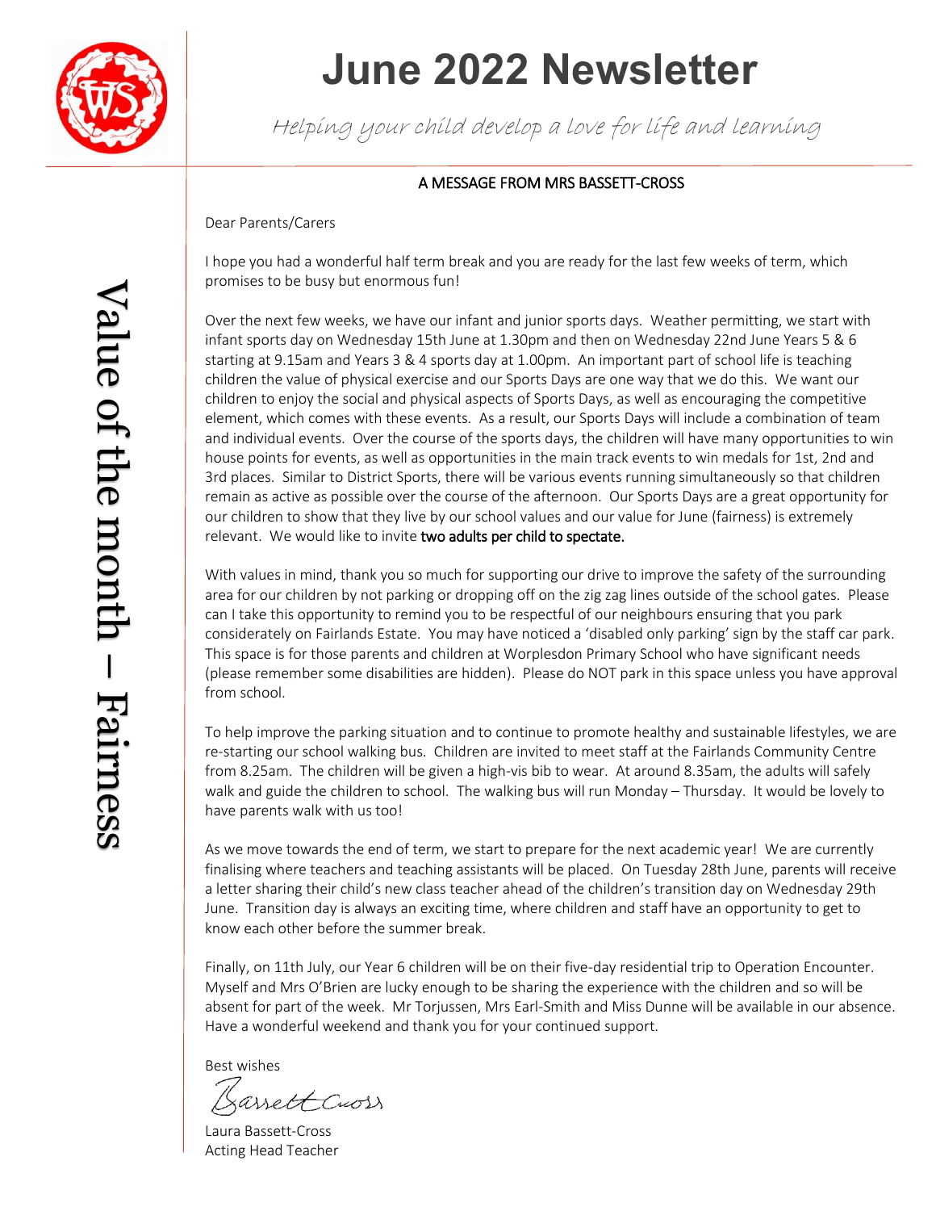# June 2022 Newsletter

*Helping your child develop a love for life and learning*

Value of the month – Fairness

## A MESSAGE FROM MRS BASSETT-CROSS

Dear Parents/Carers

I hope you had a wonderful half term break and you are ready for the last few weeks of term, which promises to be busy but enormous fun!

Over the next few weeks, we have our infant and junior sports days. Weather permitting, we start with infant sports day on Wednesday 15th June at 1.30pm and then on Wednesday 22nd June Years 5 & 6 starting at 9.15am and Years 3 & 4 sports day at 1.00pm. An important part of school life is teaching children the value of physical exercise and our Sports Days are one way that we do this. We want our children to enjoy the social and physical aspects of Sports Days, as well as encouraging the competitive element, which comes with these events. As a result, our Sports Days will include a combination of team and individual events. Over the course of the sports days, the children will have many opportunities to win house points for events, as well as opportunities in the main track events to win medals for 1st, 2nd and 3rd places. Similar to District Sports, there will be various events running simultaneously so that children remain as active as possible over the course of the afternoon. Our Sports Days are a great opportunity for our children to show that they live by our school values and our value for June (fairness) is extremely relevant. We would like to invite two adults per child to spectate.

With values in mind, thank you so much for supporting our drive to improve the safety of the surrounding area for our children by not parking or dropping off on the zig zag lines outside of the school gates. Please can I take this opportunity to remind you to be respectful of our neighbours ensuring that you park considerately on Fairlands Estate. You may have noticed a 'disabled only parking' sign by the staff car park. This space is for those parents and children at Worplesdon Primary School who have significant needs (please remember some disabilities are hidden). Please do NOT park in this space unless you have approval from school.

To help improve the parking situation and to continue to promote healthy and sustainable lifestyles, we are re-starting our school walking bus. Children are invited to meet staff at the Fairlands Community Centre from 8.25am. The children will be given a high-vis bib to wear. At around 8.35am, the adults will safely walk and guide the children to school. The walking bus will run Monday – Thursday. It would be lovely to have parents walk with us too!

As we move towards the end of term, we start to prepare for the next academic year! We are currently finalising where teachers and teaching assistants will be placed. On Tuesday 28th June, parents will receive a letter sharing their child's new class teacher ahead of the children's transition day on Wednesday 29th June. Transition day is always an exciting time, where children and staff have an opportunity to get to know each other before the summer break.

Finally, on 11th July, our Year 6 children will be on their five-day residential trip to Operation Encounter. Myself and Mrs O'Brien are lucky enough to be sharing the experience with the children and so will be absent for part of the week. Mr Torjussen, Mrs Earl-Smith and Miss Dunne will be available in our absence. Have a wonderful weekend and thank you for your continued support.

Best wishes

Bassett Cross

Laura Bassett-Cross
Acting Head Teacher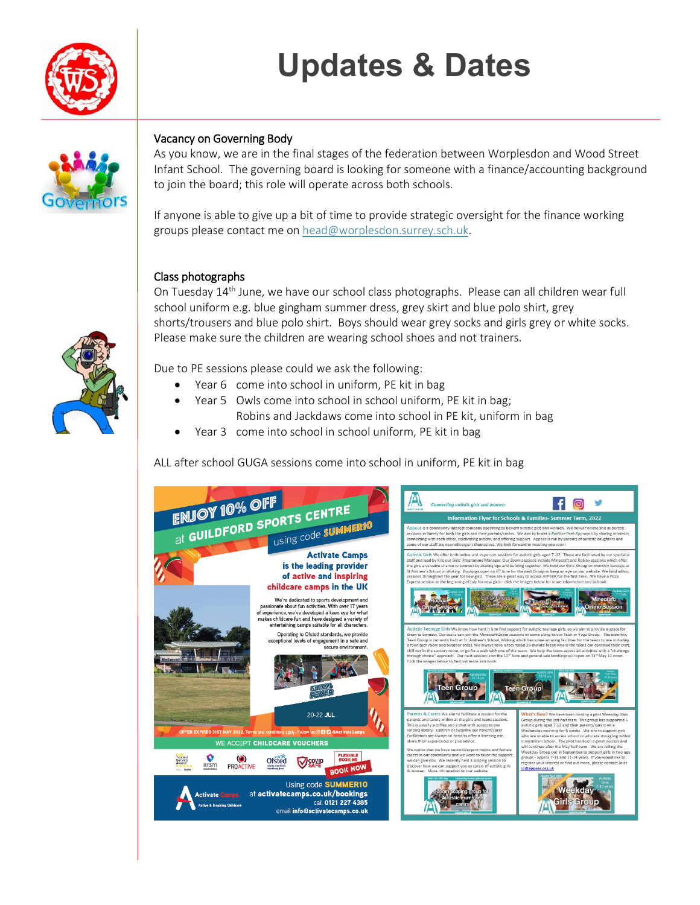# Updates & Dates

## Vacancy on Governing Body

As you know, we are in the final stages of the federation between Worplesdon and Wood Street Infant School. The governing board is looking for someone with a finance/accounting background to join the board; this role will operate across both schools.

If anyone is able to give up a bit of time to provide strategic oversight for the finance working groups please contact me on head@worplesdon.surrey.sch.uk.

## Class photographs

On Tuesday 14th June, we have our school class photographs. Please can all children wear full school uniform e.g. blue gingham summer dress, grey skirt and blue polo shirt, grey shorts/trousers and blue polo shirt. Boys should wear grey socks and girls grey or white socks. Please make sure the children are wearing school shoes and not trainers.

Due to PE sessions please could we ask the following:

- Year 6 come into school in uniform, PE kit in bag
- Year 5 Owls come into school in school uniform, PE kit in bag;
  Robins and Jackdaws come into school in PE kit, uniform in bag
- Year 3 come into school in school uniform, PE kit in bag

ALL after school GUGA sessions come into school in uniform, PE kit in bag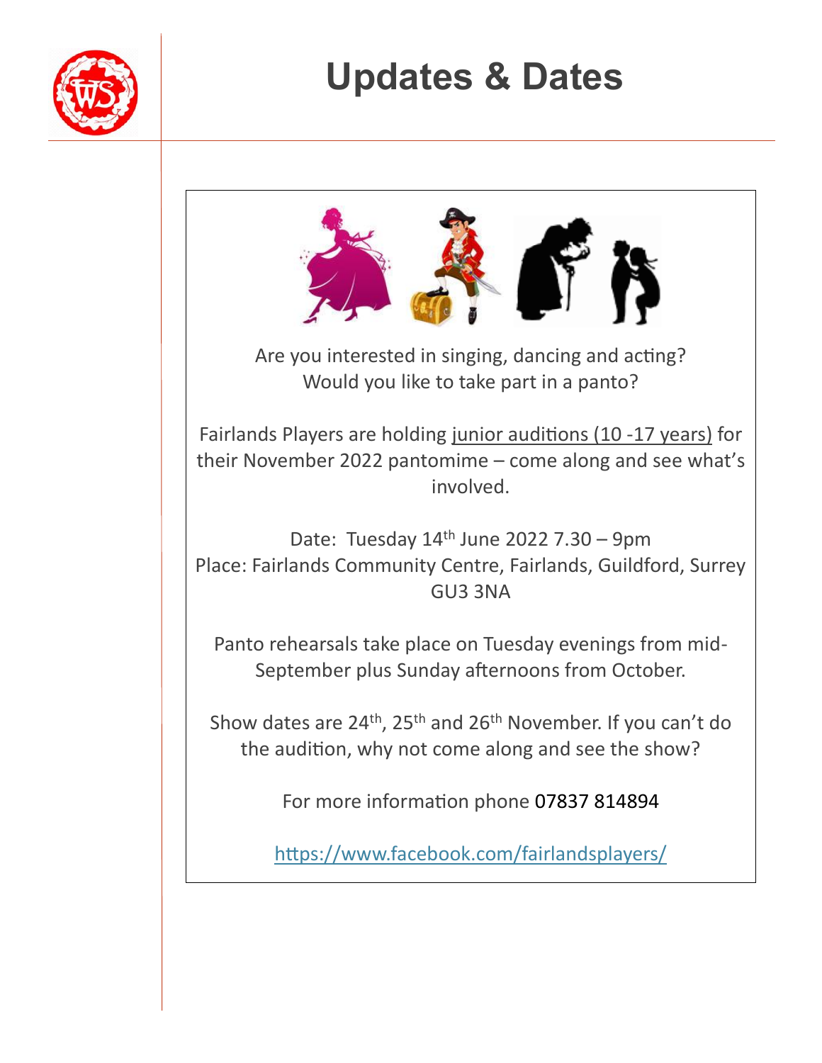# Updates & Dates

Are you interested in singing, dancing and acting?
Would you like to take part in a panto?

Fairlands Players are holding junior auditions (10 -17 years) for their November 2022 pantomime – come along and see what's involved.

Date: Tuesday 14th June 2022 7.30 – 9pm
Place: Fairlands Community Centre, Fairlands, Guildford, Surrey GU3 3NA

Panto rehearsals take place on Tuesday evenings from mid-September plus Sunday afternoons from October.

Show dates are 24th, 25th and 26th November. If you can't do the audition, why not come along and see the show?

For more information phone 07837 814894

https://www.facebook.com/fairlandsplayers/